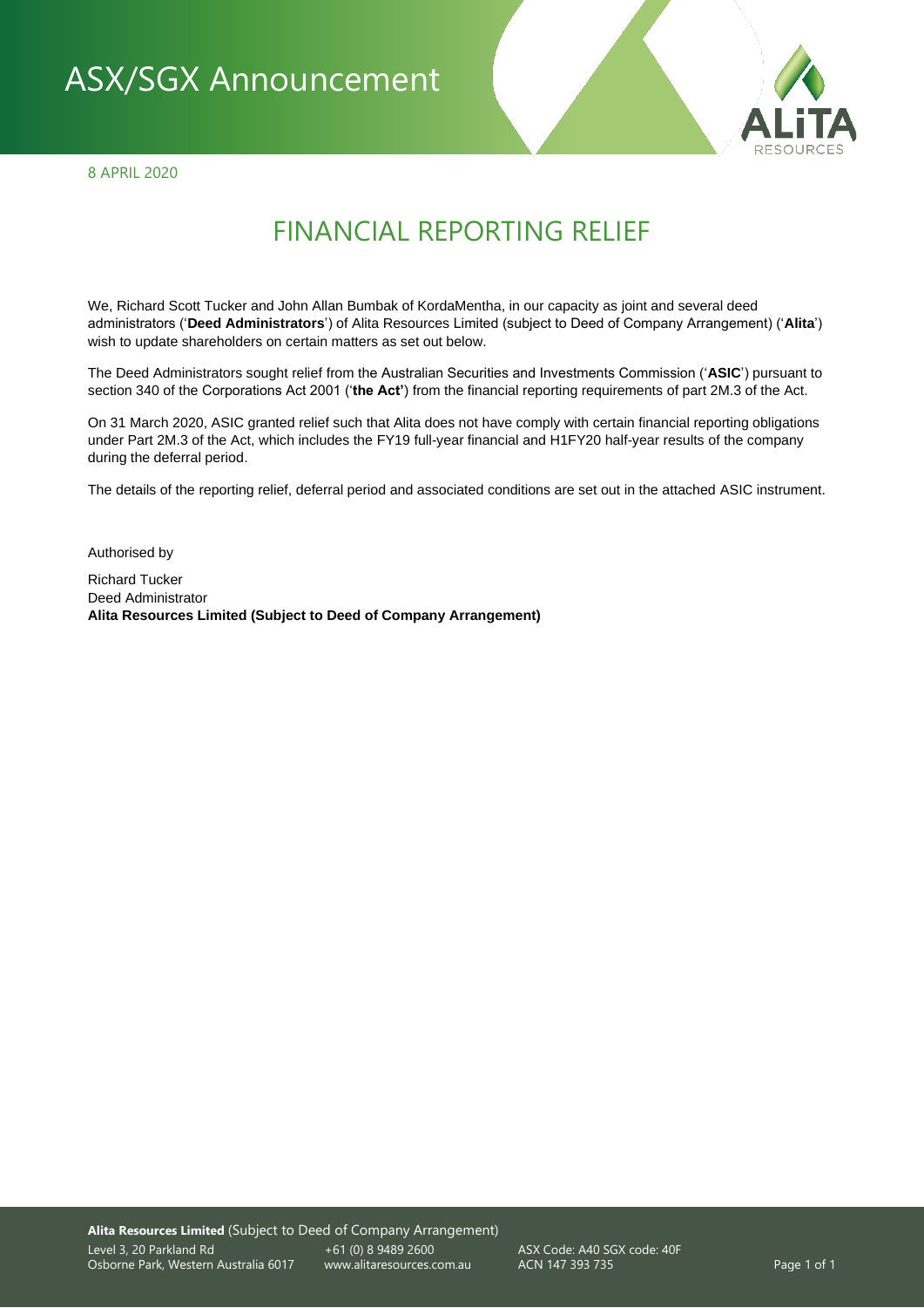# ASX/SGX Announcement

8 APRIL 2020

## FINANCIAL REPORTING RELIEF

We, Richard Scott Tucker and John Allan Bumbak of KordaMentha, in our capacity as joint and several deed administrators ('**Deed Administrators**') of Alita Resources Limited (subject to Deed of Company Arrangement) ('**Alita**') wish to update shareholders on certain matters as set out below.

The Deed Administrators sought relief from the Australian Securities and Investments Commission ('**ASIC**') pursuant to section 340 of the Corporations Act 2001 ('**the Act'**) from the financial reporting requirements of part 2M.3 of the Act.

On 31 March 2020, ASIC granted relief such that Alita does not have comply with certain financial reporting obligations under Part 2M.3 of the Act, which includes the FY19 full-year financial and H1FY20 half-year results of the company during the deferral period.

The details of the reporting relief, deferral period and associated conditions are set out in the attached ASIC instrument.

Authorised by

Richard Tucker
Deed Administrator
**Alita Resources Limited (Subject to Deed of Company Arrangement)**

**Alita Resources Limited** (Subject to Deed of Company Arrangement)
Level 3, 20 Parkland Rd
Osborne Park, Western Australia 6017
+61 (0) 8 9489 2600
www.alitaresources.com.au
ASX Code: A40 SGX code: 40F
ACN 147 393 735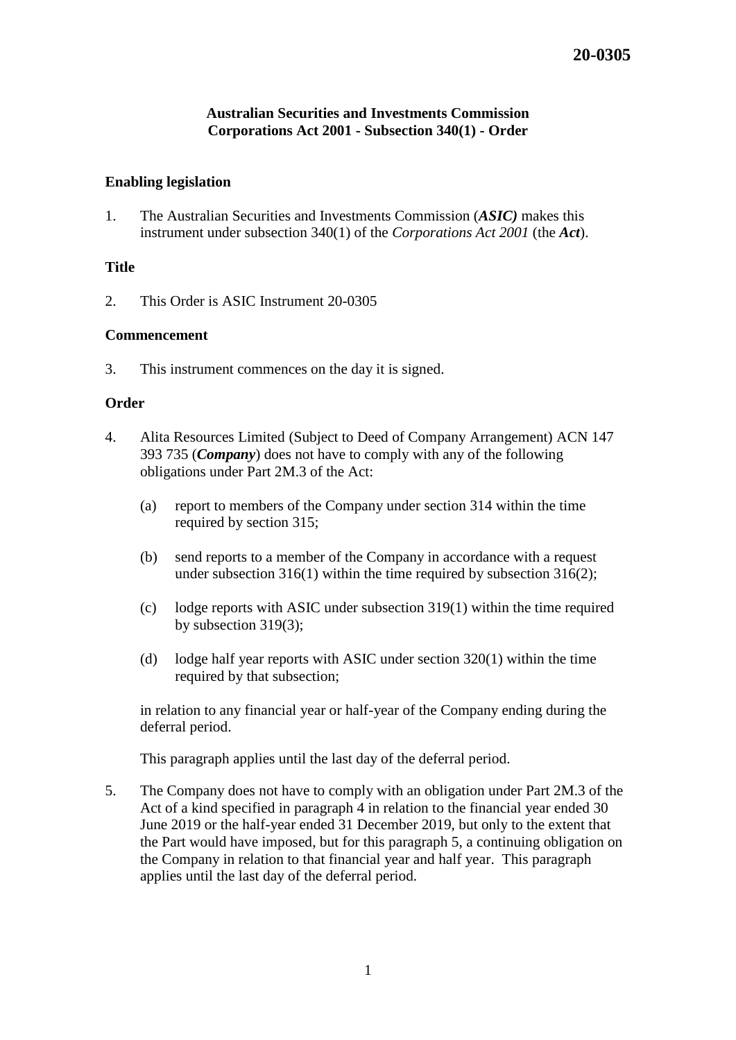20-0305

**Australian Securities and Investments Commission**
**Corporations Act 2001 - Subsection 340(1) - Order**

**Enabling legislation**

1. The Australian Securities and Investments Commission (***ASIC)*** makes this instrument under subsection 340(1) of the *Corporations Act 2001* (the ***Act***).

**Title**

2. This Order is ASIC Instrument 20-0305

**Commencement**

3. This instrument commences on the day it is signed.

**Order**

4. Alita Resources Limited (Subject to Deed of Company Arrangement) ACN 147 393 735 (***Company***) does not have to comply with any of the following obligations under Part 2M.3 of the Act:

   (a) report to members of the Company under section 314 within the time required by section 315;

   (b) send reports to a member of the Company in accordance with a request under subsection 316(1) within the time required by subsection 316(2);

   (c) lodge reports with ASIC under subsection 319(1) within the time required by subsection 319(3);

   (d) lodge half year reports with ASIC under section 320(1) within the time required by that subsection;

   in relation to any financial year or half-year of the Company ending during the deferral period.

   This paragraph applies until the last day of the deferral period.

5. The Company does not have to comply with an obligation under Part 2M.3 of the Act of a kind specified in paragraph 4 in relation to the financial year ended 30 June 2019 or the half-year ended 31 December 2019, but only to the extent that the Part would have imposed, but for this paragraph 5, a continuing obligation on the Company in relation to that financial year and half year. This paragraph applies until the last day of the deferral period.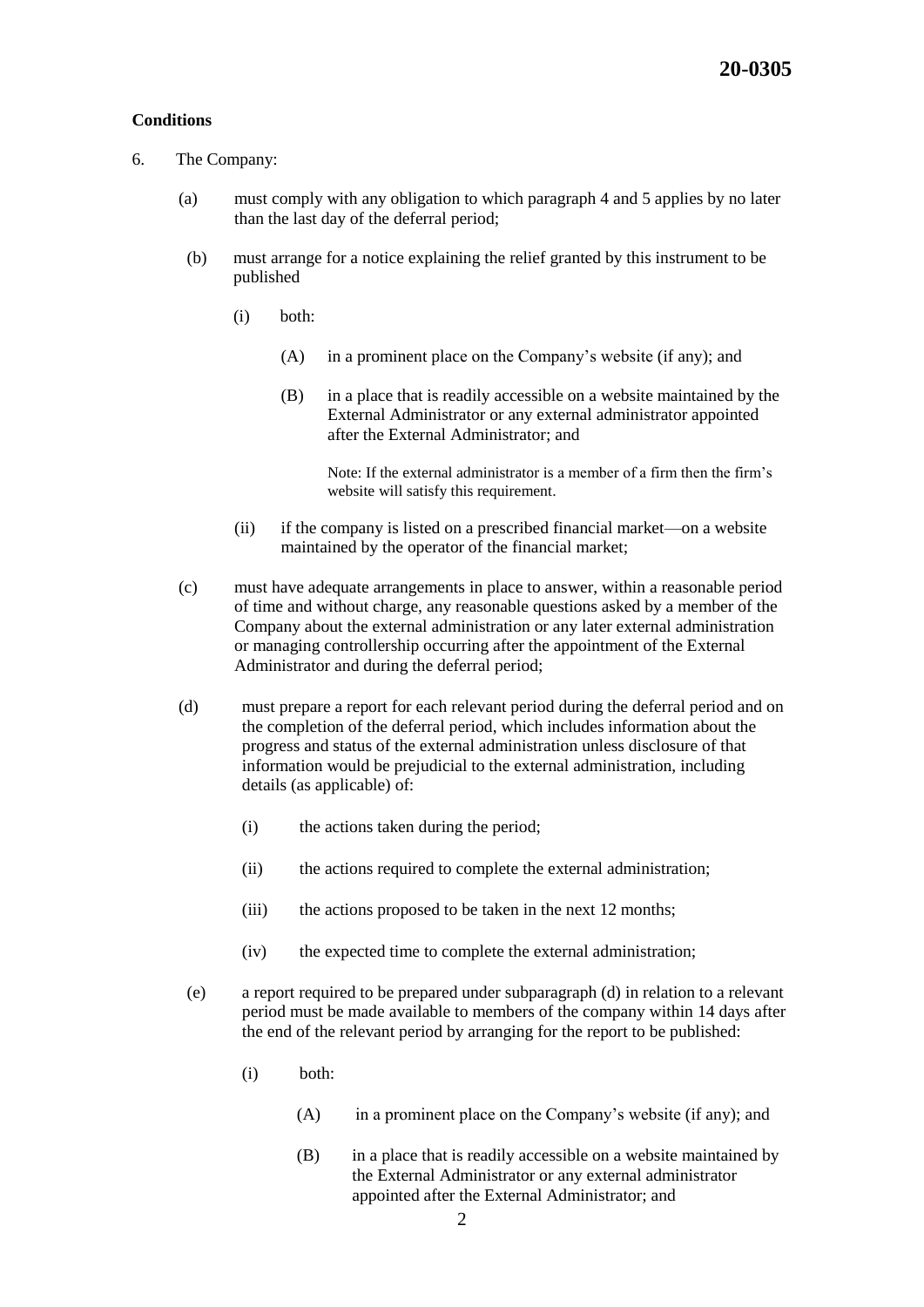**Conditions**

6. The Company:

   (a) must comply with any obligation to which paragraph 4 and 5 applies by no later than the last day of the deferral period;

   (b) must arrange for a notice explaining the relief granted by this instrument to be published

      (i) both:

         (A) in a prominent place on the Company's website (if any); and

         (B) in a place that is readily accessible on a website maintained by the External Administrator or any external administrator appointed after the External Administrator; and

         Note: If the external administrator is a member of a firm then the firm's website will satisfy this requirement.

      (ii) if the company is listed on a prescribed financial market—on a website maintained by the operator of the financial market;

   (c) must have adequate arrangements in place to answer, within a reasonable period of time and without charge, any reasonable questions asked by a member of the Company about the external administration or any later external administration or managing controllership occurring after the appointment of the External Administrator and during the deferral period;

   (d) must prepare a report for each relevant period during the deferral period and on the completion of the deferral period, which includes information about the progress and status of the external administration unless disclosure of that information would be prejudicial to the external administration, including details (as applicable) of:

      (i) the actions taken during the period;

      (ii) the actions required to complete the external administration;

      (iii) the actions proposed to be taken in the next 12 months;

      (iv) the expected time to complete the external administration;

   (e) a report required to be prepared under subparagraph (d) in relation to a relevant period must be made available to members of the company within 14 days after the end of the relevant period by arranging for the report to be published:

      (i) both:

         (A) in a prominent place on the Company's website (if any); and

         (B) in a place that is readily accessible on a website maintained by the External Administrator or any external administrator appointed after the External Administrator; and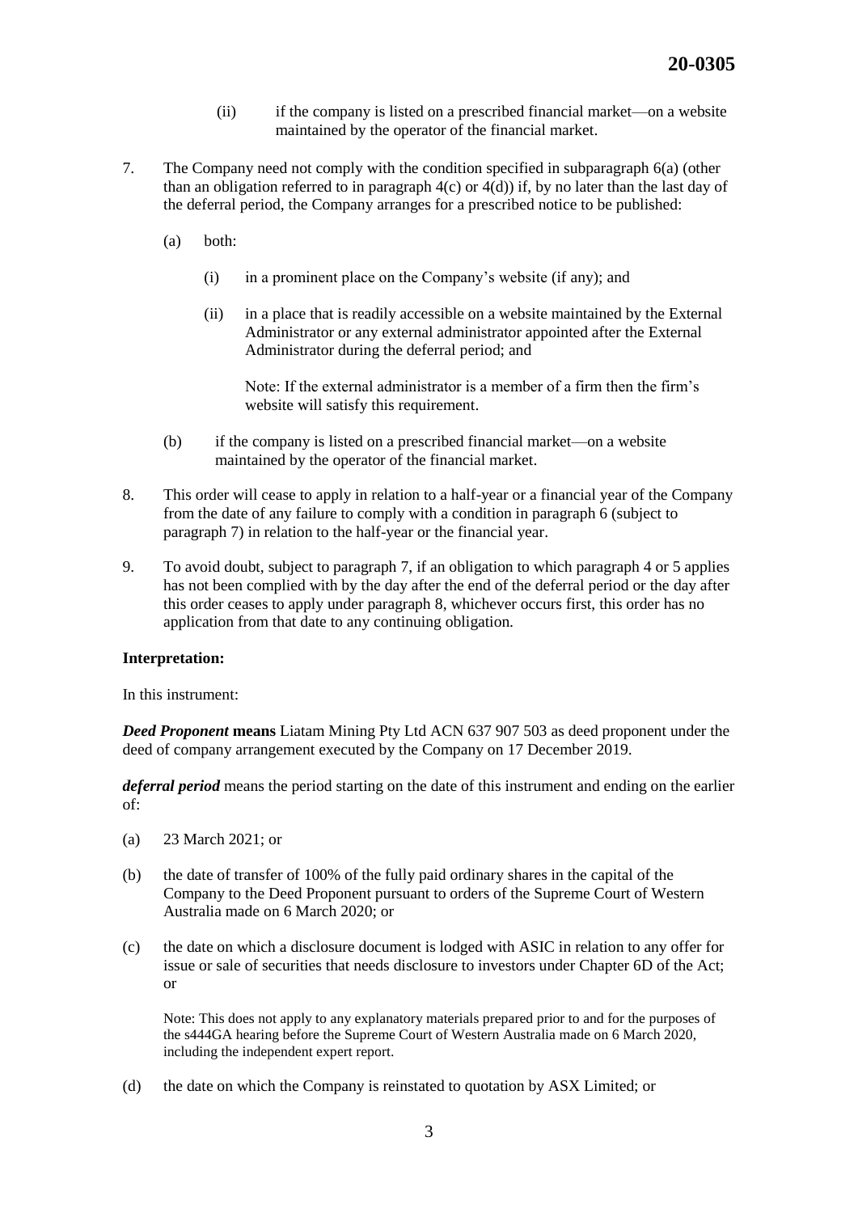(ii) if the company is listed on a prescribed financial market—on a website maintained by the operator of the financial market.

7. The Company need not comply with the condition specified in subparagraph 6(a) (other than an obligation referred to in paragraph 4(c) or 4(d)) if, by no later than the last day of the deferral period, the Company arranges for a prescribed notice to be published:

   (a) both:

      (i) in a prominent place on the Company's website (if any); and

      (ii) in a place that is readily accessible on a website maintained by the External Administrator or any external administrator appointed after the External Administrator during the deferral period; and

      Note: If the external administrator is a member of a firm then the firm's website will satisfy this requirement.

   (b) if the company is listed on a prescribed financial market—on a website maintained by the operator of the financial market.

8. This order will cease to apply in relation to a half-year or a financial year of the Company from the date of any failure to comply with a condition in paragraph 6 (subject to paragraph 7) in relation to the half-year or the financial year.

9. To avoid doubt, subject to paragraph 7, if an obligation to which paragraph 4 or 5 applies has not been complied with by the day after the end of the deferral period or the day after this order ceases to apply under paragraph 8, whichever occurs first, this order has no application from that date to any continuing obligation.

**Interpretation:**

In this instrument:

***Deed Proponent*** **means** Liatam Mining Pty Ltd ACN 637 907 503 as deed proponent under the deed of company arrangement executed by the Company on 17 December 2019.

***deferral period*** means the period starting on the date of this instrument and ending on the earlier of:

(a) 23 March 2021; or

(b) the date of transfer of 100% of the fully paid ordinary shares in the capital of the Company to the Deed Proponent pursuant to orders of the Supreme Court of Western Australia made on 6 March 2020; or

(c) the date on which a disclosure document is lodged with ASIC in relation to any offer for issue or sale of securities that needs disclosure to investors under Chapter 6D of the Act; or

Note: This does not apply to any explanatory materials prepared prior to and for the purposes of the s444GA hearing before the Supreme Court of Western Australia made on 6 March 2020, including the independent expert report.

(d) the date on which the Company is reinstated to quotation by ASX Limited; or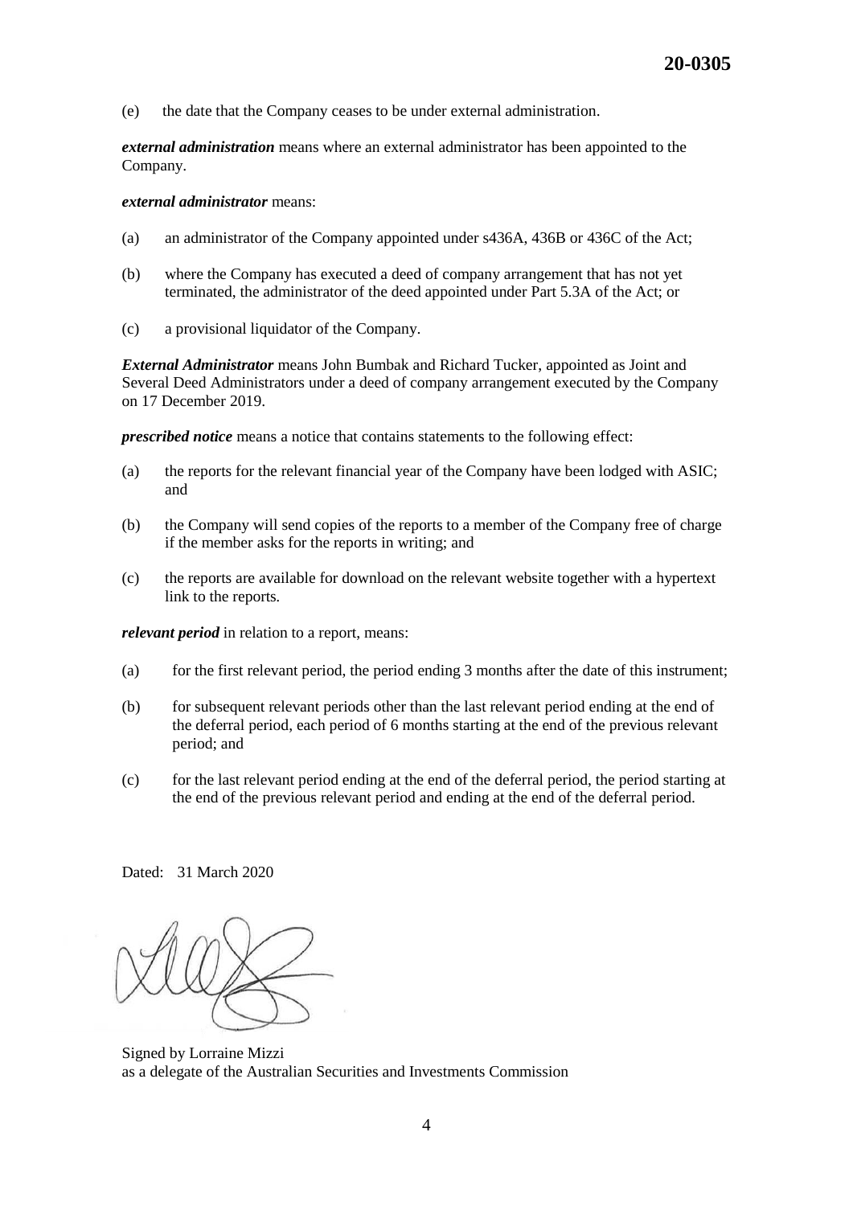20-0305

(e) the date that the Company ceases to be under external administration.

***external administration*** means where an external administrator has been appointed to the Company.

***external administrator*** means:

(a) an administrator of the Company appointed under s436A, 436B or 436C of the Act;

(b) where the Company has executed a deed of company arrangement that has not yet terminated, the administrator of the deed appointed under Part 5.3A of the Act; or

(c) a provisional liquidator of the Company.

***External Administrator*** means John Bumbak and Richard Tucker, appointed as Joint and Several Deed Administrators under a deed of company arrangement executed by the Company on 17 December 2019.

***prescribed notice*** means a notice that contains statements to the following effect:

(a) the reports for the relevant financial year of the Company have been lodged with ASIC; and

(b) the Company will send copies of the reports to a member of the Company free of charge if the member asks for the reports in writing; and

(c) the reports are available for download on the relevant website together with a hypertext link to the reports.

***relevant period*** in relation to a report, means:

(a) for the first relevant period, the period ending 3 months after the date of this instrument;

(b) for subsequent relevant periods other than the last relevant period ending at the end of the deferral period, each period of 6 months starting at the end of the previous relevant period; and

(c) for the last relevant period ending at the end of the deferral period, the period starting at the end of the previous relevant period and ending at the end of the deferral period.

Dated: 31 March 2020

Signed by Lorraine Mizzi
as a delegate of the Australian Securities and Investments Commission